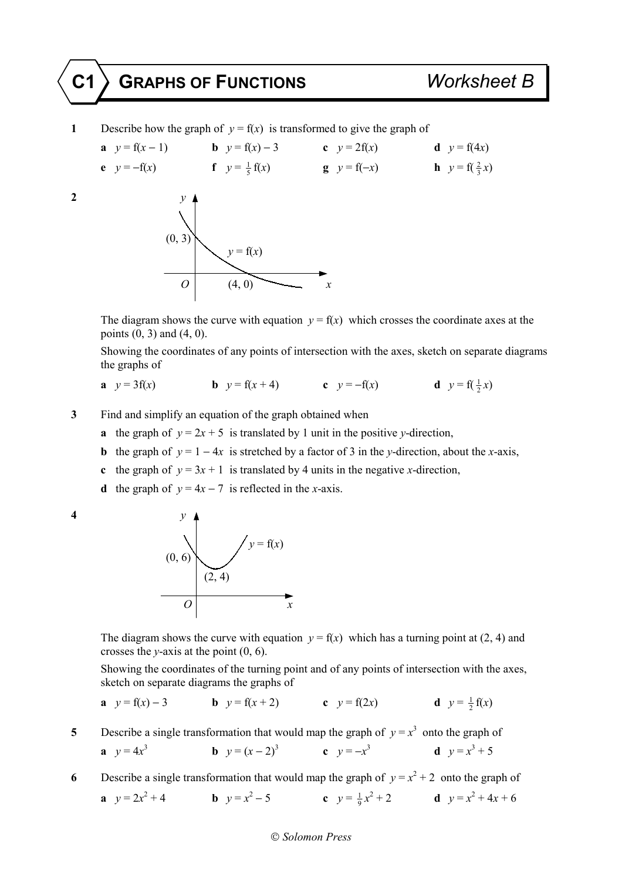# C1 GRAPHS OF FUNCTIONS — Worksheet B

**1** Describe how the graph of $y = \text{f}(x)$ is transformed to give the graph of

**a** $y = \text{f}(x - 1)$  **b** $y = \text{f}(x) - 3$  **c** $y = 2\text{f}(x)$  **d** $y = \text{f}(4x)$

**e** $y = -\text{f}(x)$  **f** $y = \frac{1}{5}\text{f}(x)$  **g** $y = \text{f}(-x)$  **h** $y = \text{f}(\frac{2}{3}x)$

**2**

The diagram shows the curve with equation $y = \text{f}(x)$ which crosses the coordinate axes at the points (0, 3) and (4, 0).

Showing the coordinates of any points of intersection with the axes, sketch on separate diagrams the graphs of

**a** $y = 3\text{f}(x)$  **b** $y = \text{f}(x + 4)$  **c** $y = -\text{f}(x)$  **d** $y = \text{f}(\frac{1}{2}x)$

**3** Find and simplify an equation of the graph obtained when

**a** the graph of $y = 2x + 5$ is translated by 1 unit in the positive $y$-direction,

**b** the graph of $y = 1 - 4x$ is stretched by a factor of 3 in the $y$-direction, about the $x$-axis,

**c** the graph of $y = 3x + 1$ is translated by 4 units in the negative $x$-direction,

**d** the graph of $y = 4x - 7$ is reflected in the $x$-axis.

**4**

The diagram shows the curve with equation $y = \text{f}(x)$ which has a turning point at (2, 4) and crosses the $y$-axis at the point (0, 6).

Showing the coordinates of the turning point and of any points of intersection with the axes, sketch on separate diagrams the graphs of

**a** $y = \text{f}(x) - 3$  **b** $y = \text{f}(x + 2)$  **c** $y = \text{f}(2x)$  **d** $y = \frac{1}{2}\text{f}(x)$

**5** Describe a single transformation that would map the graph of $y = x^3$ onto the graph of

**a** $y = 4x^3$  **b** $y = (x - 2)^3$  **c** $y = -x^3$  **d** $y = x^3 + 5$

**6** Describe a single transformation that would map the graph of $y = x^2 + 2$ onto the graph of

**a** $y = 2x^2 + 4$  **b** $y = x^2 - 5$  **c** $y = \frac{1}{9}x^2 + 2$  **d** $y = x^2 + 4x + 6$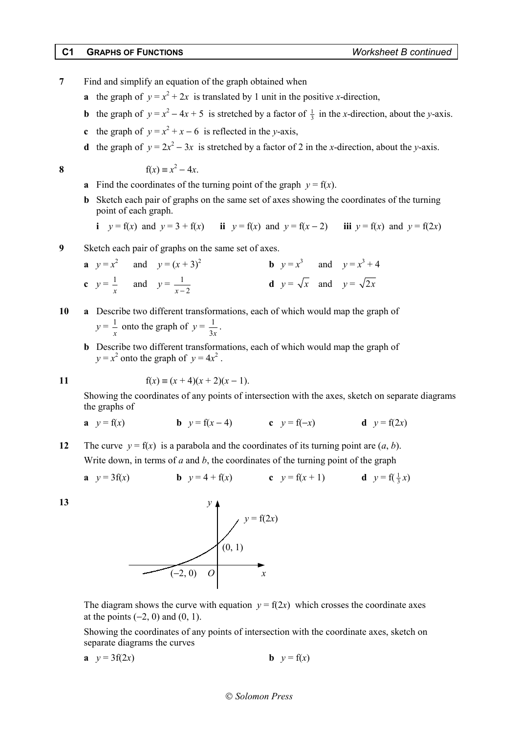**7** Find and simplify an equation of the graph obtained when

**a** the graph of $y = x^2 + 2x$ is translated by 1 unit in the positive $x$-direction,

**b** the graph of $y = x^2 - 4x + 5$ is stretched by a factor of $\frac{1}{3}$ in the $x$-direction, about the $y$-axis.

**c** the graph of $y = x^2 + x - 6$ is reflected in the $y$-axis,

**d** the graph of $y = 2x^2 - 3x$ is stretched by a factor of 2 in the $x$-direction, about the $y$-axis.

**8** $\text{f}(x) \equiv x^2 - 4x.$

**a** Find the coordinates of the turning point of the graph $y = \text{f}(x)$.

**b** Sketch each pair of graphs on the same set of axes showing the coordinates of the turning point of each graph.

**i** $y = \text{f}(x)$ and $y = 3 + \text{f}(x)$ **ii** $y = \text{f}(x)$ and $y = \text{f}(x - 2)$ **iii** $y = \text{f}(x)$ and $y = \text{f}(2x)$

**9** Sketch each pair of graphs on the same set of axes.

**a** $y = x^2$ and $y = (x + 3)^2$ **b** $y = x^3$ and $y = x^3 + 4$

**c** $y = \frac{1}{x}$ and $y = \frac{1}{x-2}$ **d** $y = \sqrt{x}$ and $y = \sqrt{2x}$

**10** **a** Describe two different transformations, each of which would map the graph of $y = \frac{1}{x}$ onto the graph of $y = \frac{1}{3x}$.

**b** Describe two different transformations, each of which would map the graph of $y = x^2$ onto the graph of $y = 4x^2$.

**11** $\text{f}(x) \equiv (x + 4)(x + 2)(x - 1).$

Showing the coordinates of any points of intersection with the axes, sketch on separate diagrams the graphs of

**a** $y = \text{f}(x)$ **b** $y = \text{f}(x - 4)$ **c** $y = \text{f}(-x)$ **d** $y = \text{f}(2x)$

**12** The curve $y = \text{f}(x)$ is a parabola and the coordinates of its turning point are $(a, b)$.

Write down, in terms of $a$ and $b$, the coordinates of the turning point of the graph

**a** $y = 3\text{f}(x)$ **b** $y = 4 + \text{f}(x)$ **c** $y = \text{f}(x + 1)$ **d** $y = \text{f}(\frac{1}{3}x)$

**13**

y
$y = \text{f}(2x)$
(0, 1)
(−2, 0) O x

The diagram shows the curve with equation $y = \text{f}(2x)$ which crosses the coordinate axes at the points $(-2, 0)$ and $(0, 1)$.

Showing the coordinates of any points of intersection with the coordinate axes, sketch on separate diagrams the curves

**a** $y = 3\text{f}(2x)$ **b** $y = \text{f}(x)$